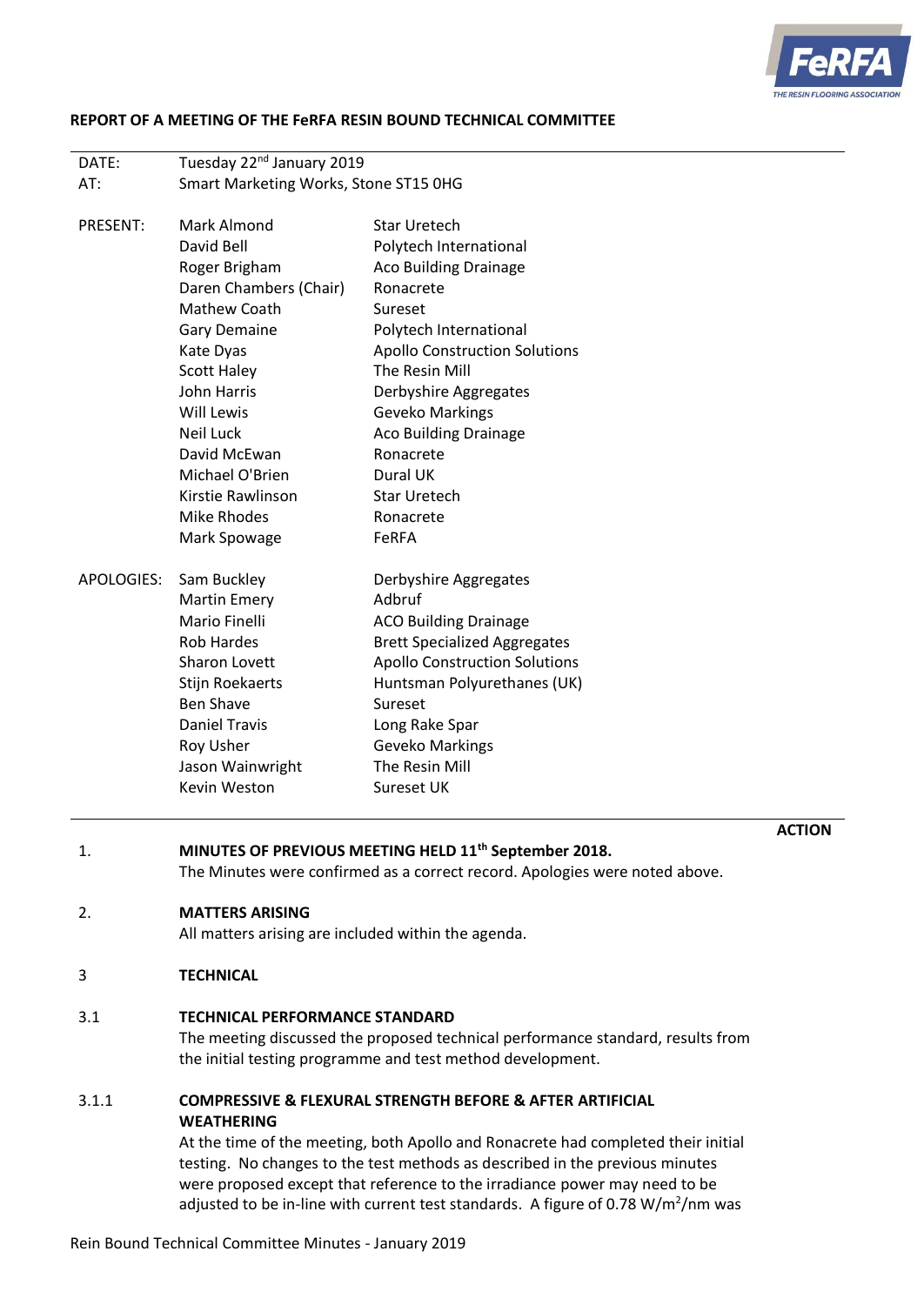**REPORT OF A MEETING OF THE FeRFA RESIN BOUND TECHNICAL COMMITTEE**

| | | |
|---|---|---|
| DATE: | Tuesday 22nd January 2019 | |
| AT: | Smart Marketing Works, Stone ST15 0HG | |
| | | |
| PRESENT: | Mark Almond | Star Uretech |
| | David Bell | Polytech International |
| | Roger Brigham | Aco Building Drainage |
| | Daren Chambers (Chair) | Ronacrete |
| | Mathew Coath | Sureset |
| | Gary Demaine | Polytech International |
| | Kate Dyas | Apollo Construction Solutions |
| | Scott Haley | The Resin Mill |
| | John Harris | Derbyshire Aggregates |
| | Will Lewis | Geveko Markings |
| | Neil Luck | Aco Building Drainage |
| | David McEwan | Ronacrete |
| | Michael O'Brien | Dural UK |
| | Kirstie Rawlinson | Star Uretech |
| | Mike Rhodes | Ronacrete |
| | Mark Spowage | FeRFA |
| | | |
| APOLOGIES: | Sam Buckley | Derbyshire Aggregates |
| | Martin Emery | Adbruf |
| | Mario Finelli | ACO Building Drainage |
| | Rob Hardes | Brett Specialized Aggregates |
| | Sharon Lovett | Apollo Construction Solutions |
| | Stijn Roekaerts | Huntsman Polyurethanes (UK) |
| | Ben Shave | Sureset |
| | Daniel Travis | Long Rake Spar |
| | Roy Usher | Geveko Markings |
| | Jason Wainwright | The Resin Mill |
| | Kevin Weston | Sureset UK |

**ACTION**

1. **MINUTES OF PREVIOUS MEETING HELD 11th September 2018.**

The Minutes were confirmed as a correct record. Apologies were noted above.

2. **MATTERS ARISING**

All matters arising are included within the agenda.

3 **TECHNICAL**

3.1 **TECHNICAL PERFORMANCE STANDARD**

The meeting discussed the proposed technical performance standard, results from the initial testing programme and test method development.

3.1.1 **COMPRESSIVE & FLEXURAL STRENGTH BEFORE & AFTER ARTIFICIAL WEATHERING**

At the time of the meeting, both Apollo and Ronacrete had completed their initial testing. No changes to the test methods as described in the previous minutes were proposed except that reference to the irradiance power may need to be adjusted to be in-line with current test standards. A figure of 0.78 $W/m^2/nm$ was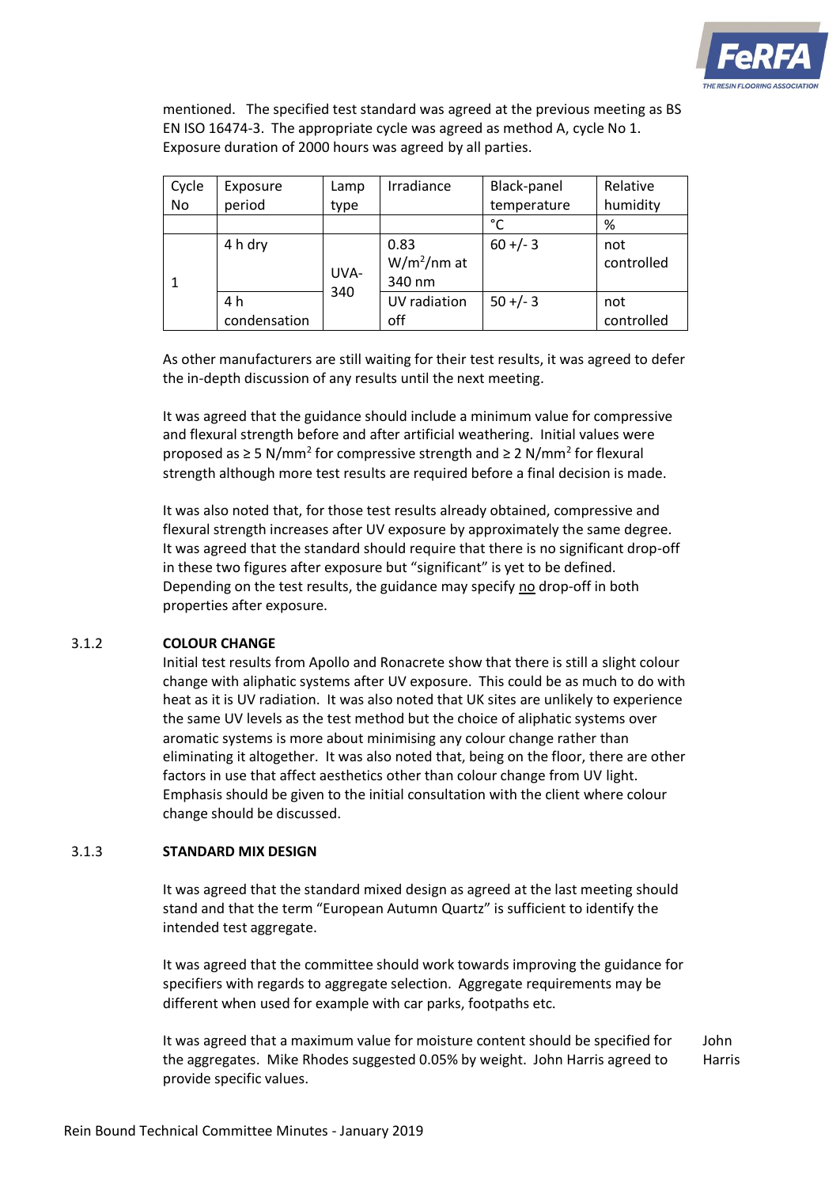mentioned. The specified test standard was agreed at the previous meeting as BS EN ISO 16474-3. The appropriate cycle was agreed as method A, cycle No 1. Exposure duration of 2000 hours was agreed by all parties.

| Cycle No | Exposure period | Lamp type | Irradiance | Black-panel temperature | Relative humidity |
|---|---|---|---|---|---|
| | | | | °C | % |
| 1 | 4 h dry | UVA-340 | 0.83 $W/m^2/nm$ at 340 nm | 60 +/- 3 | not controlled |
| | 4 h condensation | | UV radiation off | 50 +/- 3 | not controlled |

As other manufacturers are still waiting for their test results, it was agreed to defer the in-depth discussion of any results until the next meeting.

It was agreed that the guidance should include a minimum value for compressive and flexural strength before and after artificial weathering. Initial values were proposed as $\geq 5$ $N/mm^2$ for compressive strength and $\geq 2$ $N/mm^2$ for flexural strength although more test results are required before a final decision is made.

It was also noted that, for those test results already obtained, compressive and flexural strength increases after UV exposure by approximately the same degree. It was agreed that the standard should require that there is no significant drop-off in these two figures after exposure but "significant" is yet to be defined. Depending on the test results, the guidance may specify no drop-off in both properties after exposure.

### 3.1.2 COLOUR CHANGE

Initial test results from Apollo and Ronacrete show that there is still a slight colour change with aliphatic systems after UV exposure. This could be as much to do with heat as it is UV radiation. It was also noted that UK sites are unlikely to experience the same UV levels as the test method but the choice of aliphatic systems over aromatic systems is more about minimising any colour change rather than eliminating it altogether. It was also noted that, being on the floor, there are other factors in use that affect aesthetics other than colour change from UV light. Emphasis should be given to the initial consultation with the client where colour change should be discussed.

### 3.1.3 STANDARD MIX DESIGN

It was agreed that the standard mixed design as agreed at the last meeting should stand and that the term "European Autumn Quartz" is sufficient to identify the intended test aggregate.

It was agreed that the committee should work towards improving the guidance for specifiers with regards to aggregate selection. Aggregate requirements may be different when used for example with car parks, footpaths etc.

It was agreed that a maximum value for moisture content should be specified for the aggregates. Mike Rhodes suggested 0.05% by weight. John Harris agreed to provide specific values. — John Harris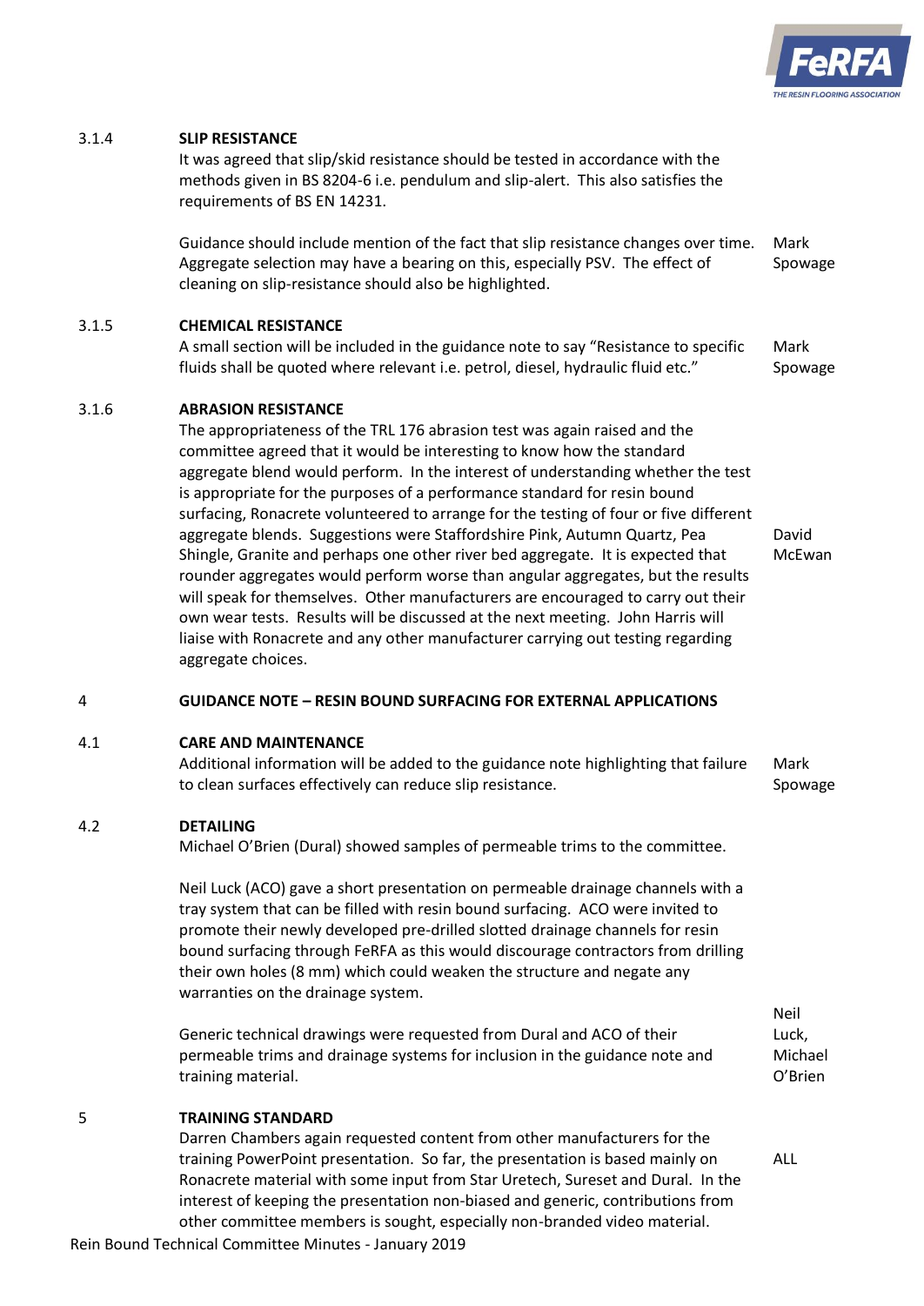### 3.1.4 SLIP RESISTANCE

It was agreed that slip/skid resistance should be tested in accordance with the methods given in BS 8204-6 i.e. pendulum and slip-alert. This also satisfies the requirements of BS EN 14231.

Guidance should include mention of the fact that slip resistance changes over time. Aggregate selection may have a bearing on this, especially PSV. The effect of cleaning on slip-resistance should also be highlighted. — **Mark Spowage**

### 3.1.5 CHEMICAL RESISTANCE

A small section will be included in the guidance note to say "Resistance to specific fluids shall be quoted where relevant i.e. petrol, diesel, hydraulic fluid etc." — **Mark Spowage**

### 3.1.6 ABRASION RESISTANCE

The appropriateness of the TRL 176 abrasion test was again raised and the committee agreed that it would be interesting to know how the standard aggregate blend would perform. In the interest of understanding whether the test is appropriate for the purposes of a performance standard for resin bound surfacing, Ronacrete volunteered to arrange for the testing of four or five different aggregate blends. Suggestions were Staffordshire Pink, Autumn Quartz, Pea Shingle, Granite and perhaps one other river bed aggregate. It is expected that rounder aggregates would perform worse than angular aggregates, but the results will speak for themselves. Other manufacturers are encouraged to carry out their own wear tests. Results will be discussed at the next meeting. John Harris will liaise with Ronacrete and any other manufacturer carrying out testing regarding aggregate choices. — **David McEwan**

## 4 GUIDANCE NOTE – RESIN BOUND SURFACING FOR EXTERNAL APPLICATIONS

### 4.1 CARE AND MAINTENANCE

Additional information will be added to the guidance note highlighting that failure to clean surfaces effectively can reduce slip resistance. — **Mark Spowage**

### 4.2 DETAILING

Michael O'Brien (Dural) showed samples of permeable trims to the committee.

Neil Luck (ACO) gave a short presentation on permeable drainage channels with a tray system that can be filled with resin bound surfacing. ACO were invited to promote their newly developed pre-drilled slotted drainage channels for resin bound surfacing through FeRFA as this would discourage contractors from drilling their own holes (8 mm) which could weaken the structure and negate any warranties on the drainage system.

Generic technical drawings were requested from Dural and ACO of their permeable trims and drainage systems for inclusion in the guidance note and training material. — **Neil Luck, Michael O'Brien**

## 5 TRAINING STANDARD

Darren Chambers again requested content from other manufacturers for the training PowerPoint presentation. So far, the presentation is based mainly on Ronacrete material with some input from Star Uretech, Sureset and Dural. In the interest of keeping the presentation non-biased and generic, contributions from other committee members is sought, especially non-branded video material. — **ALL**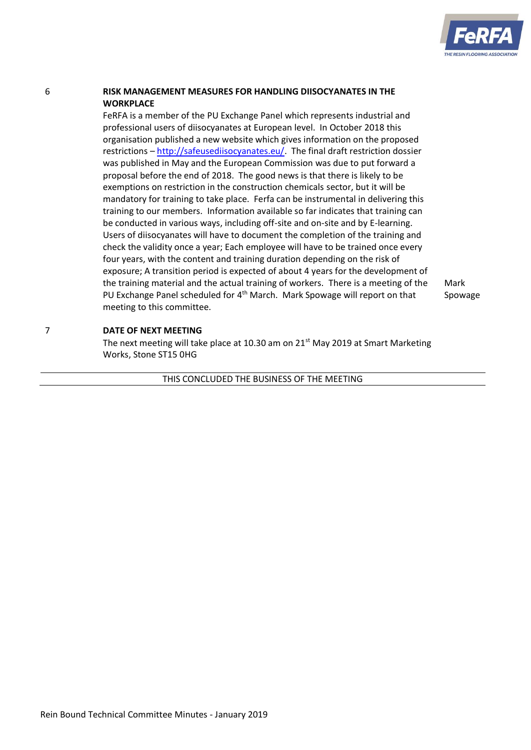6 **RISK MANAGEMENT MEASURES FOR HANDLING DIISOCYANATES IN THE WORKPLACE**

FeRFA is a member of the PU Exchange Panel which represents industrial and professional users of diisocyanates at European level. In October 2018 this organisation published a new website which gives information on the proposed restrictions – http://safeusediisocyanates.eu/. The final draft restriction dossier was published in May and the European Commission was due to put forward a proposal before the end of 2018. The good news is that there is likely to be exemptions on restriction in the construction chemicals sector, but it will be mandatory for training to take place. Ferfa can be instrumental in delivering this training to our members. Information available so far indicates that training can be conducted in various ways, including off-site and on-site and by E-learning. Users of diisocyanates will have to document the completion of the training and check the validity once a year; Each employee will have to be trained once every four years, with the content and training duration depending on the risk of exposure; A transition period is expected of about 4 years for the development of the training material and the actual training of workers. There is a meeting of the PU Exchange Panel scheduled for 4th March. Mark Spowage will report on that meeting to this committee. — **Mark Spowage**

7 **DATE OF NEXT MEETING**

The next meeting will take place at 10.30 am on 21st May 2019 at Smart Marketing Works, Stone ST15 0HG

---

THIS CONCLUDED THE BUSINESS OF THE MEETING

---